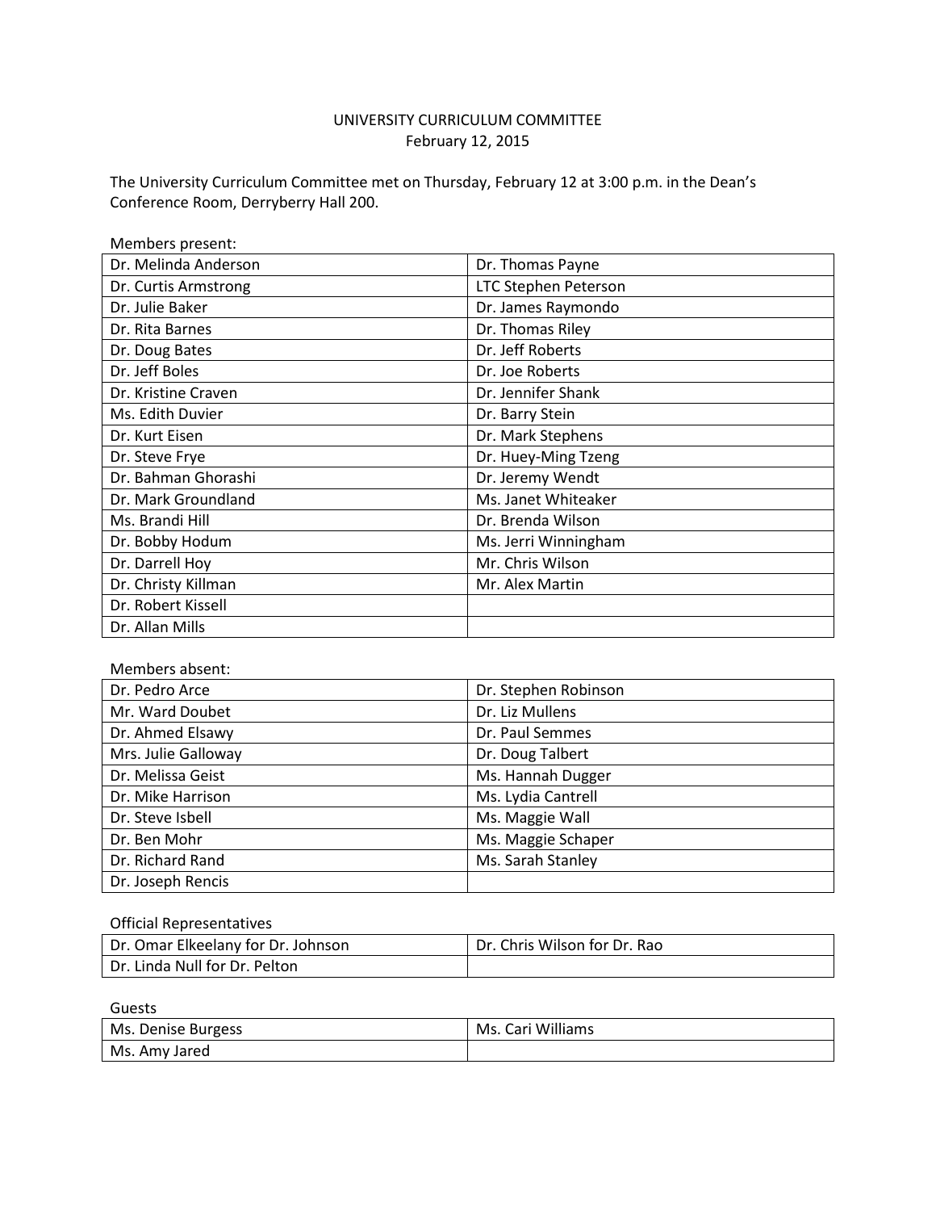# UNIVERSITY CURRICULUM COMMITTEE
February 12, 2015

The University Curriculum Committee met on Thursday, February 12 at 3:00 p.m. in the Dean's Conference Room, Derryberry Hall 200.

Members present:

| | |
|---|---|
| Dr. Melinda Anderson | Dr. Thomas Payne |
| Dr. Curtis Armstrong | LTC Stephen Peterson |
| Dr. Julie Baker | Dr. James Raymondo |
| Dr. Rita Barnes | Dr. Thomas Riley |
| Dr. Doug Bates | Dr. Jeff Roberts |
| Dr. Jeff Boles | Dr. Joe Roberts |
| Dr. Kristine Craven | Dr. Jennifer Shank |
| Ms. Edith Duvier | Dr. Barry Stein |
| Dr. Kurt Eisen | Dr. Mark Stephens |
| Dr. Steve Frye | Dr. Huey-Ming Tzeng |
| Dr. Bahman Ghorashi | Dr. Jeremy Wendt |
| Dr. Mark Groundland | Ms. Janet Whiteaker |
| Ms. Brandi Hill | Dr. Brenda Wilson |
| Dr. Bobby Hodum | Ms. Jerri Winningham |
| Dr. Darrell Hoy | Mr. Chris Wilson |
| Dr. Christy Killman | Mr. Alex Martin |
| Dr. Robert Kissell | |
| Dr. Allan Mills | |

Members absent:

| | |
|---|---|
| Dr. Pedro Arce | Dr. Stephen Robinson |
| Mr. Ward Doubet | Dr. Liz Mullens |
| Dr. Ahmed Elsawy | Dr. Paul Semmes |
| Mrs. Julie Galloway | Dr. Doug Talbert |
| Dr. Melissa Geist | Ms. Hannah Dugger |
| Dr. Mike Harrison | Ms. Lydia Cantrell |
| Dr. Steve Isbell | Ms. Maggie Wall |
| Dr. Ben Mohr | Ms. Maggie Schaper |
| Dr. Richard Rand | Ms. Sarah Stanley |
| Dr. Joseph Rencis | |

Official Representatives

| | |
|---|---|
| Dr. Omar Elkeelany for Dr. Johnson | Dr. Chris Wilson for Dr. Rao |
| Dr. Linda Null for Dr. Pelton | |

Guests

| | |
|---|---|
| Ms. Denise Burgess | Ms. Cari Williams |
| Ms. Amy Jared | |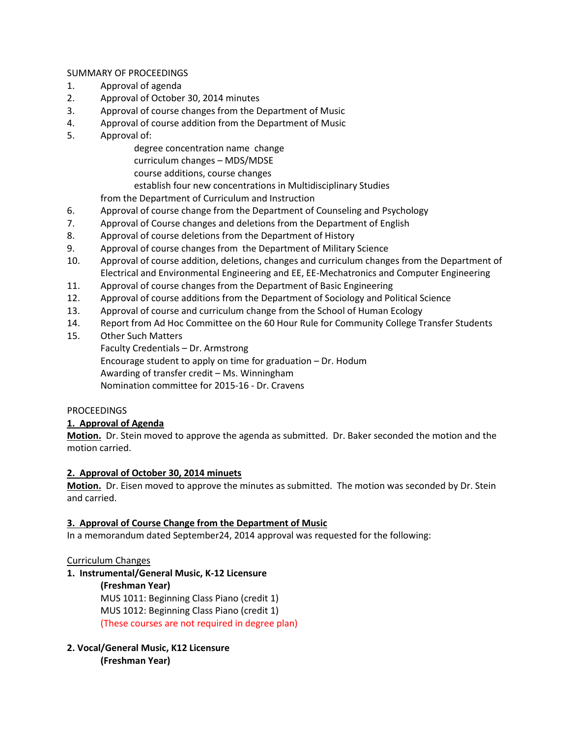SUMMARY OF PROCEEDINGS

1. Approval of agenda
2. Approval of October 30, 2014 minutes
3. Approval of course changes from the Department of Music
4. Approval of course addition from the Department of Music
5. Approval of:
   - degree concentration name change
   - curriculum changes – MDS/MDSE
   - course additions, course changes
   - establish four new concentrations in Multidisciplinary Studies

   from the Department of Curriculum and Instruction
6. Approval of course change from the Department of Counseling and Psychology
7. Approval of Course changes and deletions from the Department of English
8. Approval of course deletions from the Department of History
9. Approval of course changes from the Department of Military Science
10. Approval of course addition, deletions, changes and curriculum changes from the Department of Electrical and Environmental Engineering and EE, EE-Mechatronics and Computer Engineering
11. Approval of course changes from the Department of Basic Engineering
12. Approval of course additions from the Department of Sociology and Political Science
13. Approval of course and curriculum change from the School of Human Ecology
14. Report from Ad Hoc Committee on the 60 Hour Rule for Community College Transfer Students
15. Other Such Matters

    Faculty Credentials – Dr. Armstrong
    Encourage student to apply on time for graduation – Dr. Hodum
    Awarding of transfer credit – Ms. Winningham
    Nomination committee for 2015-16 - Dr. Cravens

PROCEEDINGS

**1. Approval of Agenda**

**Motion.** Dr. Stein moved to approve the agenda as submitted. Dr. Baker seconded the motion and the motion carried.

**2. Approval of October 30, 2014 minuets**

**Motion.** Dr. Eisen moved to approve the minutes as submitted. The motion was seconded by Dr. Stein and carried.

**3. Approval of Course Change from the Department of Music**

In a memorandum dated September24, 2014 approval was requested for the following:

Curriculum Changes

**1. Instrumental/General Music, K-12 Licensure**

**(Freshman Year)**
MUS 1011: Beginning Class Piano (credit 1)
MUS 1012: Beginning Class Piano (credit 1)
(These courses are not required in degree plan)

**2. Vocal/General Music, K12 Licensure**

**(Freshman Year)**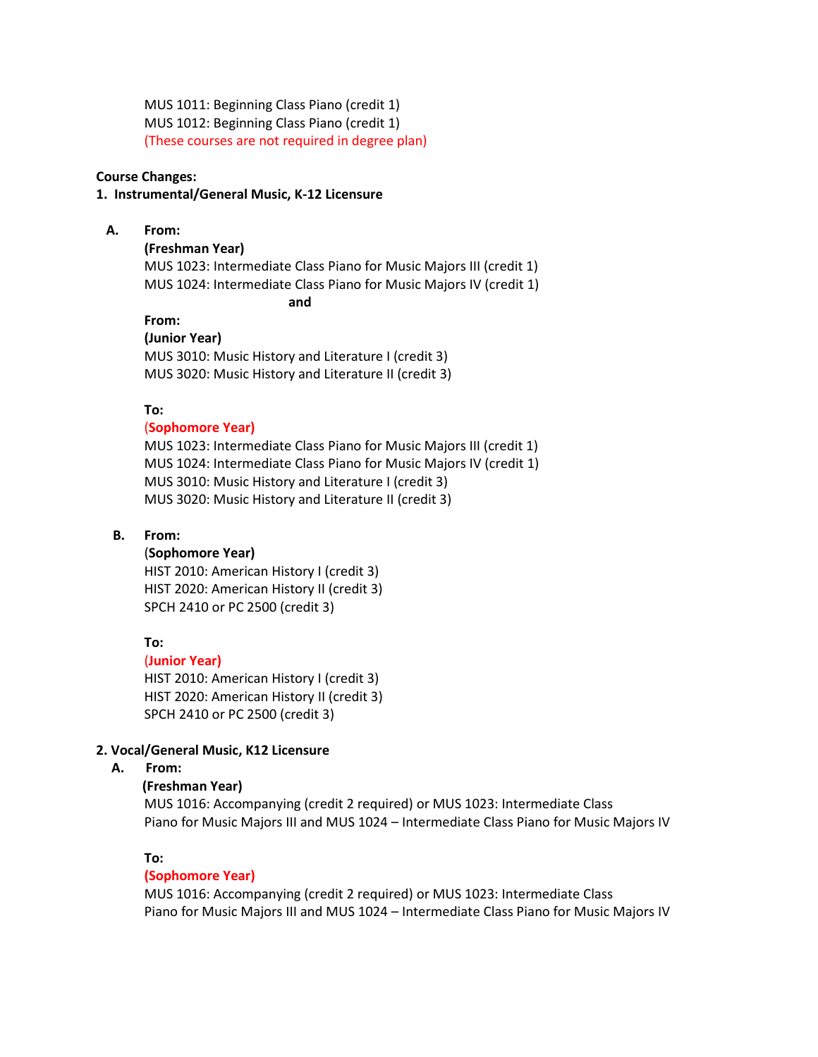MUS 1011: Beginning Class Piano (credit 1)
MUS 1012: Beginning Class Piano (credit 1)
(These courses are not required in degree plan)

**Course Changes:**

**1. Instrumental/General Music, K-12 Licensure**

**A. From:**

**(Freshman Year)**
MUS 1023: Intermediate Class Piano for Music Majors III (credit 1)
MUS 1024: Intermediate Class Piano for Music Majors IV (credit 1)

**and**

**From:**

**(Junior Year)**
MUS 3010: Music History and Literature I (credit 3)
MUS 3020: Music History and Literature II (credit 3)

**To:**

**(Sophomore Year)**
MUS 1023: Intermediate Class Piano for Music Majors III (credit 1)
MUS 1024: Intermediate Class Piano for Music Majors IV (credit 1)
MUS 3010: Music History and Literature I (credit 3)
MUS 3020: Music History and Literature II (credit 3)

**B. From:**

**(Sophomore Year)**
HIST 2010: American History I (credit 3)
HIST 2020: American History II (credit 3)
SPCH 2410 or PC 2500 (credit 3)

**To:**

**(Junior Year)**
HIST 2010: American History I (credit 3)
HIST 2020: American History II (credit 3)
SPCH 2410 or PC 2500 (credit 3)

**2. Vocal/General Music, K12 Licensure**

**A. From:**

**(Freshman Year)**
MUS 1016: Accompanying (credit 2 required) or MUS 1023: Intermediate Class Piano for Music Majors III and MUS 1024 – Intermediate Class Piano for Music Majors IV

**To:**

**(Sophomore Year)**
MUS 1016: Accompanying (credit 2 required) or MUS 1023: Intermediate Class Piano for Music Majors III and MUS 1024 – Intermediate Class Piano for Music Majors IV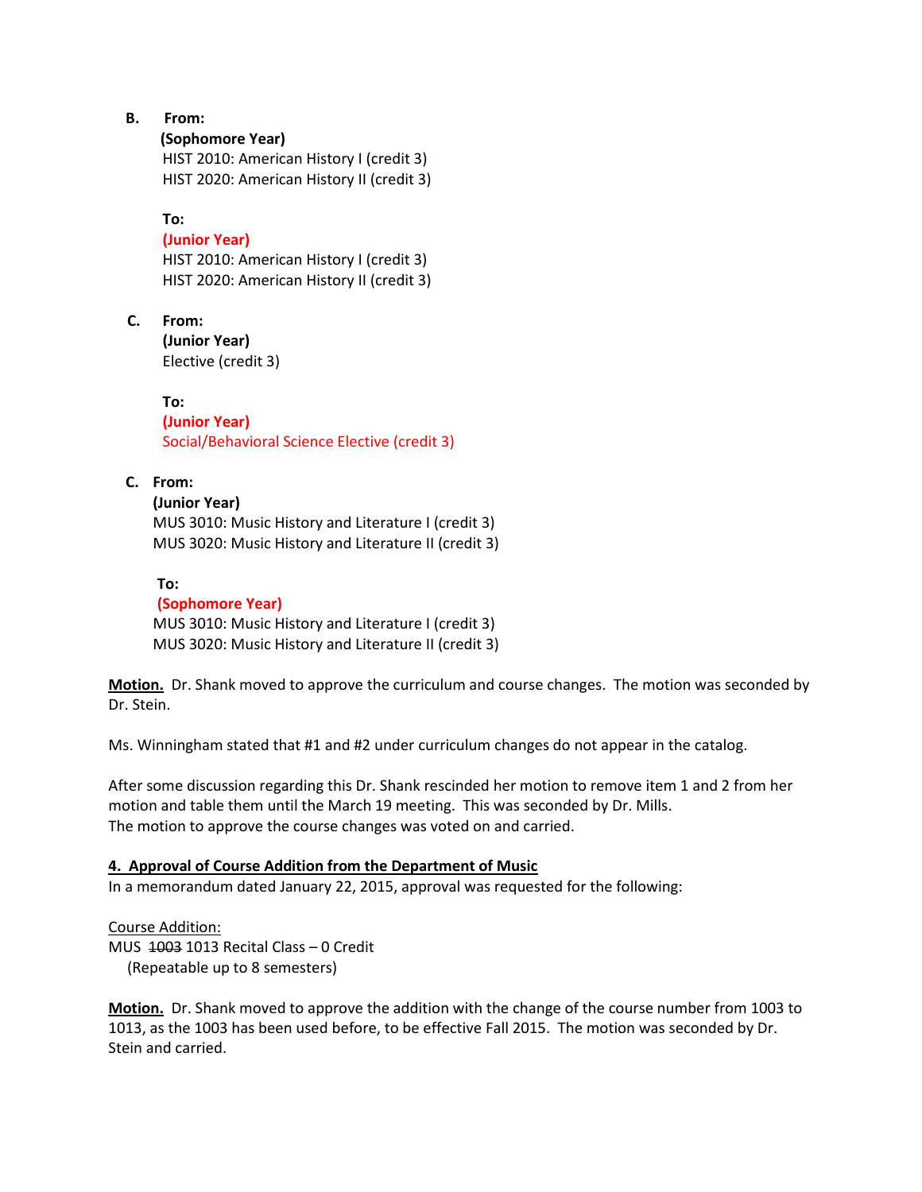**B. From:**

**(Sophomore Year)**
HIST 2010: American History I (credit 3)
HIST 2020: American History II (credit 3)

**To:**
**(Junior Year)**
HIST 2010: American History I (credit 3)
HIST 2020: American History II (credit 3)

**C. From:**

**(Junior Year)**
Elective (credit 3)

**To:**
**(Junior Year)**
Social/Behavioral Science Elective (credit 3)

**C. From:**

**(Junior Year)**
MUS 3010: Music History and Literature I (credit 3)
MUS 3020: Music History and Literature II (credit 3)

**To:**
**(Sophomore Year)**
MUS 3010: Music History and Literature I (credit 3)
MUS 3020: Music History and Literature II (credit 3)

**Motion.** Dr. Shank moved to approve the curriculum and course changes. The motion was seconded by Dr. Stein.

Ms. Winningham stated that #1 and #2 under curriculum changes do not appear in the catalog.

After some discussion regarding this Dr. Shank rescinded her motion to remove item 1 and 2 from her motion and table them until the March 19 meeting. This was seconded by Dr. Mills.
The motion to approve the course changes was voted on and carried.

**4. Approval of Course Addition from the Department of Music**

In a memorandum dated January 22, 2015, approval was requested for the following:

Course Addition:
MUS ~~1003~~ 1013 Recital Class – 0 Credit
(Repeatable up to 8 semesters)

**Motion.** Dr. Shank moved to approve the addition with the change of the course number from 1003 to 1013, as the 1003 has been used before, to be effective Fall 2015. The motion was seconded by Dr. Stein and carried.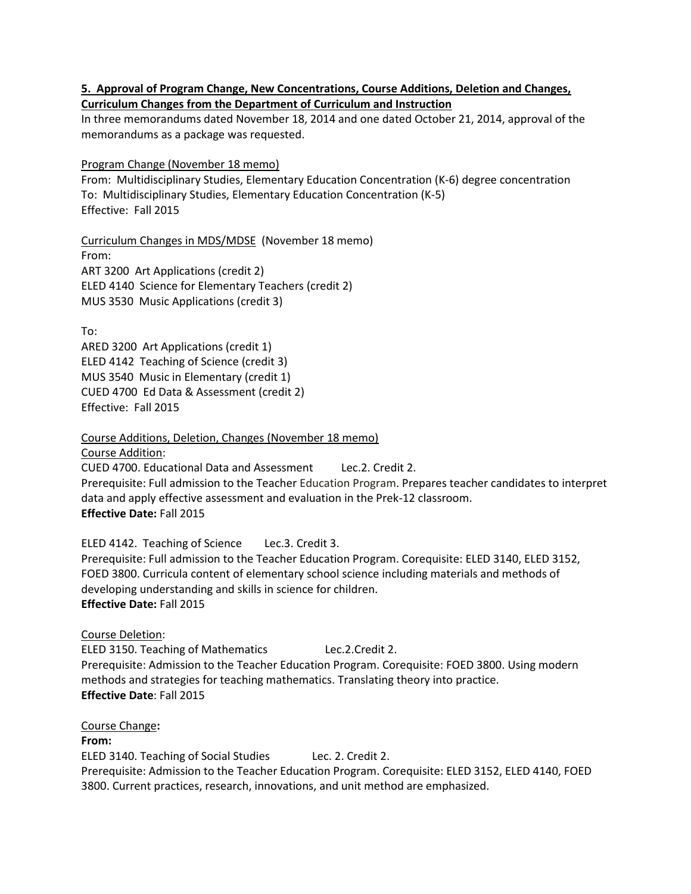**5. Approval of Program Change, New Concentrations, Course Additions, Deletion and Changes, Curriculum Changes from the Department of Curriculum and Instruction**

In three memorandums dated November 18, 2014 and one dated October 21, 2014, approval of the memorandums as a package was requested.

Program Change (November 18 memo)

From: Multidisciplinary Studies, Elementary Education Concentration (K-6) degree concentration
To: Multidisciplinary Studies, Elementary Education Concentration (K-5)
Effective: Fall 2015

Curriculum Changes in MDS/MDSE (November 18 memo)

From:
ART 3200 Art Applications (credit 2)
ELED 4140 Science for Elementary Teachers (credit 2)
MUS 3530 Music Applications (credit 3)

To:
ARED 3200 Art Applications (credit 1)
ELED 4142 Teaching of Science (credit 3)
MUS 3540 Music in Elementary (credit 1)
CUED 4700 Ed Data & Assessment (credit 2)
Effective: Fall 2015

Course Additions, Deletion, Changes (November 18 memo)

Course Addition:

CUED 4700. Educational Data and Assessment Lec.2. Credit 2.
Prerequisite: Full admission to the Teacher Education Program. Prepares teacher candidates to interpret data and apply effective assessment and evaluation in the Prek-12 classroom.
**Effective Date:** Fall 2015

ELED 4142. Teaching of Science Lec.3. Credit 3.
Prerequisite: Full admission to the Teacher Education Program. Corequisite: ELED 3140, ELED 3152, FOED 3800. Curricula content of elementary school science including materials and methods of developing understanding and skills in science for children.
**Effective Date:** Fall 2015

Course Deletion:

ELED 3150. Teaching of Mathematics Lec.2.Credit 2.
Prerequisite: Admission to the Teacher Education Program. Corequisite: FOED 3800. Using modern methods and strategies for teaching mathematics. Translating theory into practice.
**Effective Date**: Fall 2015

Course Change**:**

**From:**

ELED 3140. Teaching of Social Studies Lec. 2. Credit 2.
Prerequisite: Admission to the Teacher Education Program. Corequisite: ELED 3152, ELED 4140, FOED 3800. Current practices, research, innovations, and unit method are emphasized.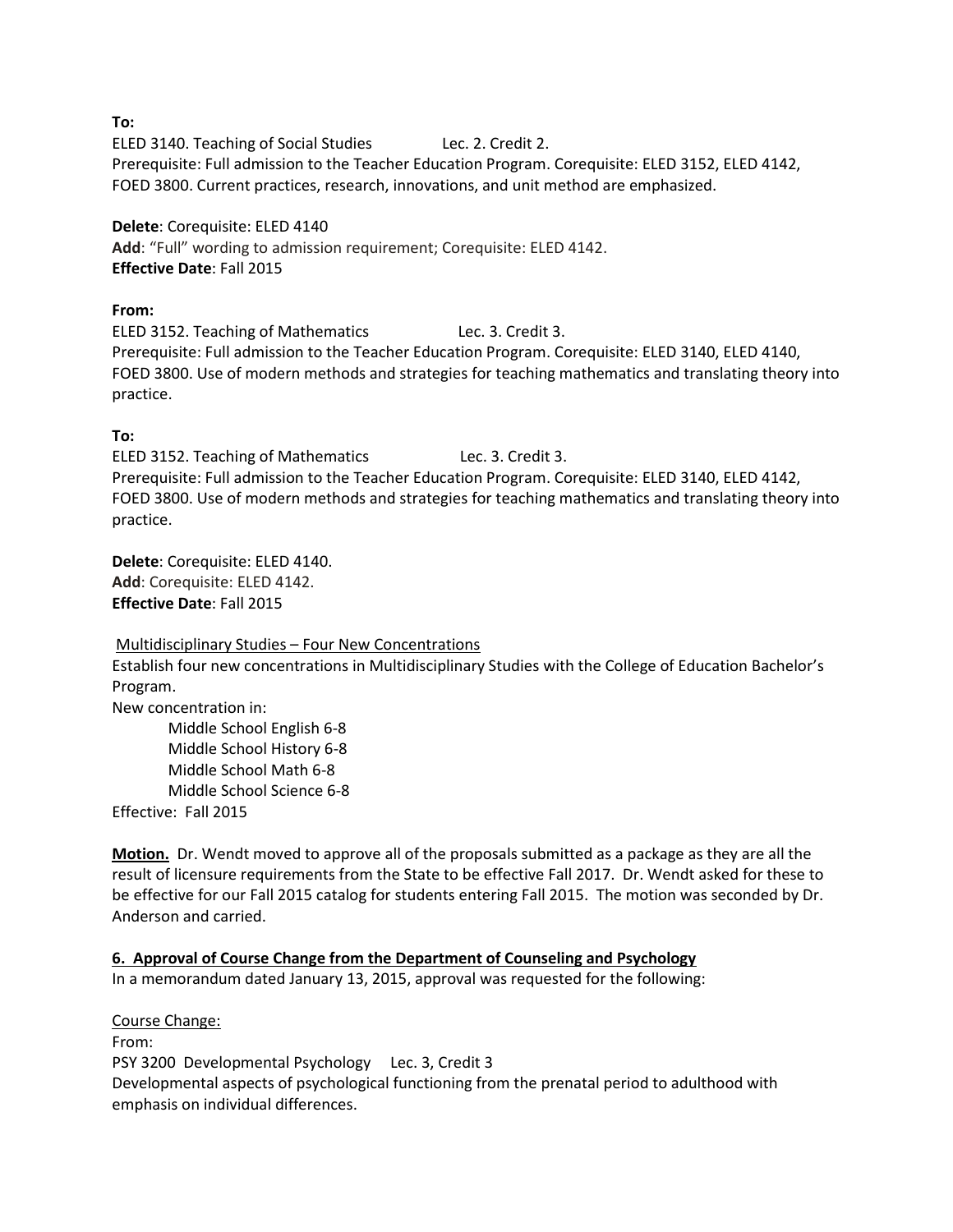**To:**
ELED 3140. Teaching of Social Studies Lec. 2. Credit 2.
Prerequisite: Full admission to the Teacher Education Program. Corequisite: ELED 3152, ELED 4142, FOED 3800. Current practices, research, innovations, and unit method are emphasized.

**Delete**: Corequisite: ELED 4140
**Add**: "Full" wording to admission requirement; Corequisite: ELED 4142.
**Effective Date**: Fall 2015

**From:**
ELED 3152. Teaching of Mathematics Lec. 3. Credit 3.
Prerequisite: Full admission to the Teacher Education Program. Corequisite: ELED 3140, ELED 4140, FOED 3800. Use of modern methods and strategies for teaching mathematics and translating theory into practice.

**To:**
ELED 3152. Teaching of Mathematics Lec. 3. Credit 3.
Prerequisite: Full admission to the Teacher Education Program. Corequisite: ELED 3140, ELED 4142, FOED 3800. Use of modern methods and strategies for teaching mathematics and translating theory into practice.

**Delete**: Corequisite: ELED 4140.
**Add**: Corequisite: ELED 4142.
**Effective Date**: Fall 2015

Multidisciplinary Studies – Four New Concentrations
Establish four new concentrations in Multidisciplinary Studies with the College of Education Bachelor's Program.
New concentration in:

- Middle School English 6-8
- Middle School History 6-8
- Middle School Math 6-8
- Middle School Science 6-8

Effective: Fall 2015

**Motion.** Dr. Wendt moved to approve all of the proposals submitted as a package as they are all the result of licensure requirements from the State to be effective Fall 2017. Dr. Wendt asked for these to be effective for our Fall 2015 catalog for students entering Fall 2015. The motion was seconded by Dr. Anderson and carried.

**6. Approval of Course Change from the Department of Counseling and Psychology**
In a memorandum dated January 13, 2015, approval was requested for the following:

Course Change:
From:
PSY 3200 Developmental Psychology Lec. 3, Credit 3
Developmental aspects of psychological functioning from the prenatal period to adulthood with emphasis on individual differences.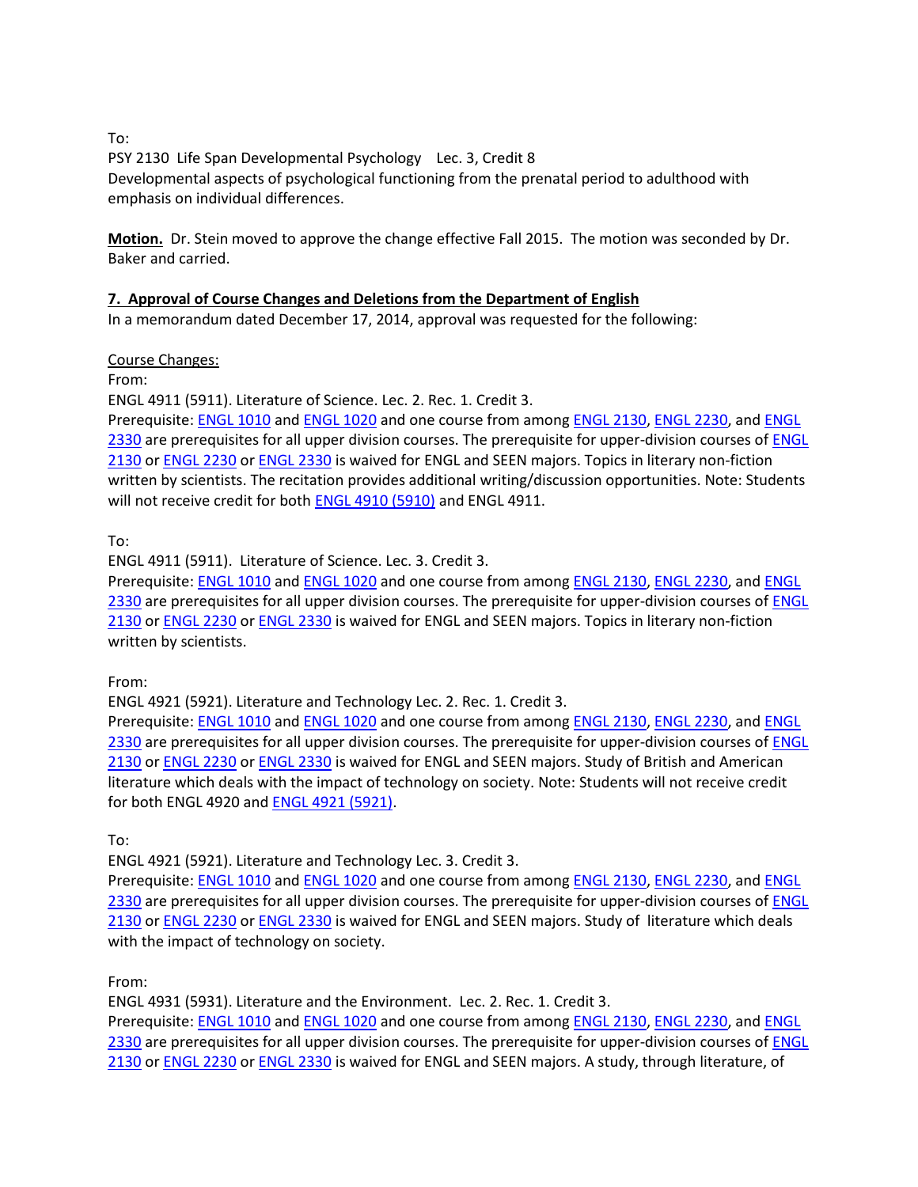To:
PSY 2130 Life Span Developmental Psychology Lec. 3, Credit 8
Developmental aspects of psychological functioning from the prenatal period to adulthood with emphasis on individual differences.

**<u>Motion.</u>** Dr. Stein moved to approve the change effective Fall 2015. The motion was seconded by Dr. Baker and carried.

### **<u>7. Approval of Course Changes and Deletions from the Department of English</u>**

In a memorandum dated December 17, 2014, approval was requested for the following:

<u>Course Changes:</u>

From:
ENGL 4911 (5911). Literature of Science. Lec. 2. Rec. 1. Credit 3.
Prerequisite: ENGL 1010 and ENGL 1020 and one course from among ENGL 2130, ENGL 2230, and ENGL 2330 are prerequisites for all upper division courses. The prerequisite for upper-division courses of ENGL 2130 or ENGL 2230 or ENGL 2330 is waived for ENGL and SEEN majors. Topics in literary non-fiction written by scientists. The recitation provides additional writing/discussion opportunities. Note: Students will not receive credit for both ENGL 4910 (5910) and ENGL 4911.

To:
ENGL 4911 (5911). Literature of Science. Lec. 3. Credit 3.
Prerequisite: ENGL 1010 and ENGL 1020 and one course from among ENGL 2130, ENGL 2230, and ENGL 2330 are prerequisites for all upper division courses. The prerequisite for upper-division courses of ENGL 2130 or ENGL 2230 or ENGL 2330 is waived for ENGL and SEEN majors. Topics in literary non-fiction written by scientists.

From:
ENGL 4921 (5921). Literature and Technology Lec. 2. Rec. 1. Credit 3.
Prerequisite: ENGL 1010 and ENGL 1020 and one course from among ENGL 2130, ENGL 2230, and ENGL 2330 are prerequisites for all upper division courses. The prerequisite for upper-division courses of ENGL 2130 or ENGL 2230 or ENGL 2330 is waived for ENGL and SEEN majors. Study of British and American literature which deals with the impact of technology on society. Note: Students will not receive credit for both ENGL 4920 and ENGL 4921 (5921).

To:
ENGL 4921 (5921). Literature and Technology Lec. 3. Credit 3.
Prerequisite: ENGL 1010 and ENGL 1020 and one course from among ENGL 2130, ENGL 2230, and ENGL 2330 are prerequisites for all upper division courses. The prerequisite for upper-division courses of ENGL 2130 or ENGL 2230 or ENGL 2330 is waived for ENGL and SEEN majors. Study of literature which deals with the impact of technology on society.

From:
ENGL 4931 (5931). Literature and the Environment. Lec. 2. Rec. 1. Credit 3.
Prerequisite: ENGL 1010 and ENGL 1020 and one course from among ENGL 2130, ENGL 2230, and ENGL 2330 are prerequisites for all upper division courses. The prerequisite for upper-division courses of ENGL 2130 or ENGL 2230 or ENGL 2330 is waived for ENGL and SEEN majors. A study, through literature, of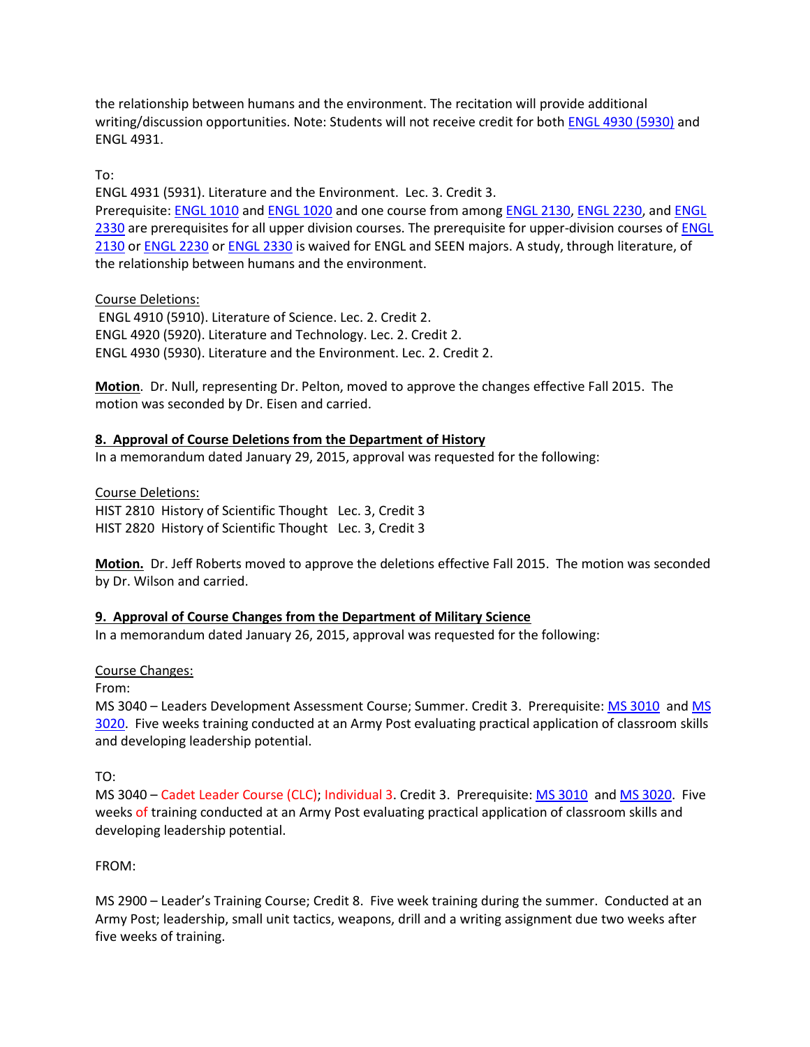the relationship between humans and the environment. The recitation will provide additional writing/discussion opportunities. Note: Students will not receive credit for both ENGL 4930 (5930) and ENGL 4931.

To:
ENGL 4931 (5931). Literature and the Environment. Lec. 3. Credit 3.
Prerequisite: ENGL 1010 and ENGL 1020 and one course from among ENGL 2130, ENGL 2230, and ENGL 2330 are prerequisites for all upper division courses. The prerequisite for upper-division courses of ENGL 2130 or ENGL 2230 or ENGL 2330 is waived for ENGL and SEEN majors. A study, through literature, of the relationship between humans and the environment.

Course Deletions:
ENGL 4910 (5910). Literature of Science. Lec. 2. Credit 2.
ENGL 4920 (5920). Literature and Technology. Lec. 2. Credit 2.
ENGL 4930 (5930). Literature and the Environment. Lec. 2. Credit 2.

**Motion**. Dr. Null, representing Dr. Pelton, moved to approve the changes effective Fall 2015. The motion was seconded by Dr. Eisen and carried.

**8. Approval of Course Deletions from the Department of History**

In a memorandum dated January 29, 2015, approval was requested for the following:

Course Deletions:
HIST 2810 History of Scientific Thought Lec. 3, Credit 3
HIST 2820 History of Scientific Thought Lec. 3, Credit 3

**Motion.** Dr. Jeff Roberts moved to approve the deletions effective Fall 2015. The motion was seconded by Dr. Wilson and carried.

**9. Approval of Course Changes from the Department of Military Science**

In a memorandum dated January 26, 2015, approval was requested for the following:

Course Changes:
From:
MS 3040 – Leaders Development Assessment Course; Summer. Credit 3. Prerequisite: MS 3010 and MS 3020. Five weeks training conducted at an Army Post evaluating practical application of classroom skills and developing leadership potential.

TO:
MS 3040 – Cadet Leader Course (CLC); Individual 3. Credit 3. Prerequisite: MS 3010 and MS 3020. Five weeks of training conducted at an Army Post evaluating practical application of classroom skills and developing leadership potential.

FROM:

MS 2900 – Leader's Training Course; Credit 8. Five week training during the summer. Conducted at an Army Post; leadership, small unit tactics, weapons, drill and a writing assignment due two weeks after five weeks of training.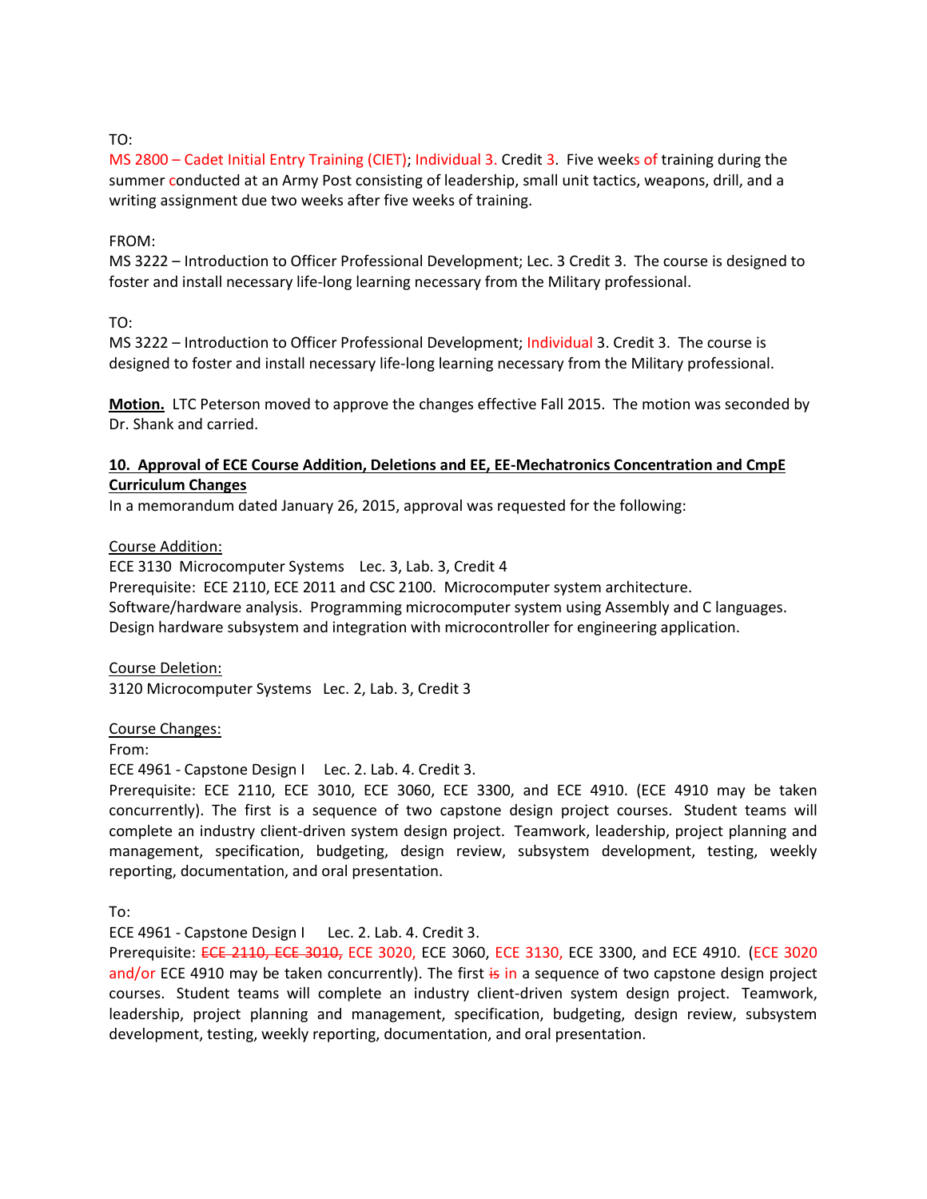TO:
MS 2800 – Cadet Initial Entry Training (CIET); Individual 3. Credit 3. Five weeks of training during the summer conducted at an Army Post consisting of leadership, small unit tactics, weapons, drill, and a writing assignment due two weeks after five weeks of training.

FROM:
MS 3222 – Introduction to Officer Professional Development; Lec. 3 Credit 3. The course is designed to foster and install necessary life-long learning necessary from the Military professional.

TO:
MS 3222 – Introduction to Officer Professional Development; Individual 3. Credit 3. The course is designed to foster and install necessary life-long learning necessary from the Military professional.

**Motion.** LTC Peterson moved to approve the changes effective Fall 2015. The motion was seconded by Dr. Shank and carried.

**10. Approval of ECE Course Addition, Deletions and EE, EE-Mechatronics Concentration and CmpE Curriculum Changes**

In a memorandum dated January 26, 2015, approval was requested for the following:

Course Addition:

ECE 3130 Microcomputer Systems Lec. 3, Lab. 3, Credit 4
Prerequisite: ECE 2110, ECE 2011 and CSC 2100. Microcomputer system architecture. Software/hardware analysis. Programming microcomputer system using Assembly and C languages. Design hardware subsystem and integration with microcontroller for engineering application.

Course Deletion:

3120 Microcomputer Systems Lec. 2, Lab. 3, Credit 3

Course Changes:

From:
ECE 4961 - Capstone Design I Lec. 2. Lab. 4. Credit 3.
Prerequisite: ECE 2110, ECE 3010, ECE 3060, ECE 3300, and ECE 4910. (ECE 4910 may be taken concurrently). The first is a sequence of two capstone design project courses. Student teams will complete an industry client-driven system design project. Teamwork, leadership, project planning and management, specification, budgeting, design review, subsystem development, testing, weekly reporting, documentation, and oral presentation.

To:
ECE 4961 - Capstone Design I Lec. 2. Lab. 4. Credit 3.
Prerequisite: ~~ECE 2110, ECE 3010,~~ ECE 3020, ECE 3060, ECE 3130, ECE 3300, and ECE 4910. (ECE 3020 and/or ECE 4910 may be taken concurrently). The first ~~is~~ in a sequence of two capstone design project courses. Student teams will complete an industry client-driven system design project. Teamwork, leadership, project planning and management, specification, budgeting, design review, subsystem development, testing, weekly reporting, documentation, and oral presentation.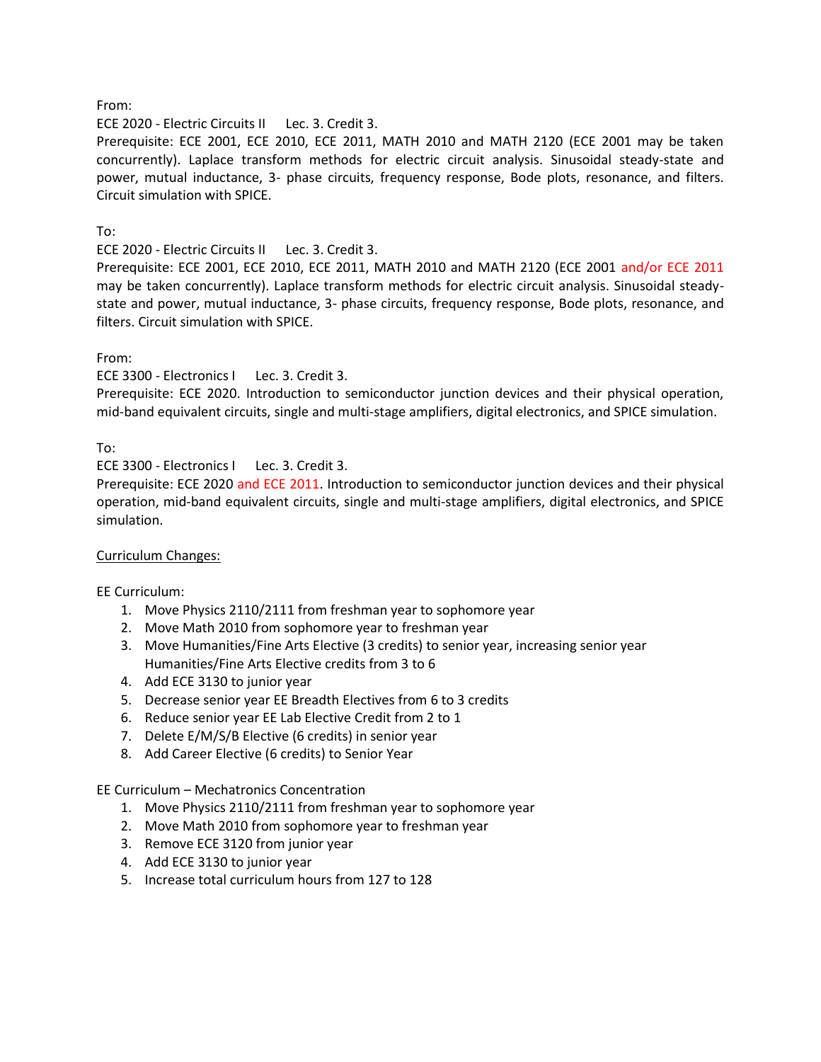From:
ECE 2020 - Electric Circuits II  Lec. 3. Credit 3.
Prerequisite: ECE 2001, ECE 2010, ECE 2011, MATH 2010 and MATH 2120 (ECE 2001 may be taken concurrently). Laplace transform methods for electric circuit analysis. Sinusoidal steady-state and power, mutual inductance, 3- phase circuits, frequency response, Bode plots, resonance, and filters. Circuit simulation with SPICE.

To:
ECE 2020 - Electric Circuits II  Lec. 3. Credit 3.
Prerequisite: ECE 2001, ECE 2010, ECE 2011, MATH 2010 and MATH 2120 (ECE 2001 and/or ECE 2011 may be taken concurrently). Laplace transform methods for electric circuit analysis. Sinusoidal steady-state and power, mutual inductance, 3- phase circuits, frequency response, Bode plots, resonance, and filters. Circuit simulation with SPICE.

From:
ECE 3300 - Electronics I  Lec. 3. Credit 3.
Prerequisite: ECE 2020. Introduction to semiconductor junction devices and their physical operation, mid-band equivalent circuits, single and multi-stage amplifiers, digital electronics, and SPICE simulation.

To:
ECE 3300 - Electronics I  Lec. 3. Credit 3.
Prerequisite: ECE 2020 and ECE 2011. Introduction to semiconductor junction devices and their physical operation, mid-band equivalent circuits, single and multi-stage amplifiers, digital electronics, and SPICE simulation.

<u>Curriculum Changes:</u>

EE Curriculum:

1. Move Physics 2110/2111 from freshman year to sophomore year
2. Move Math 2010 from sophomore year to freshman year
3. Move Humanities/Fine Arts Elective (3 credits) to senior year, increasing senior year Humanities/Fine Arts Elective credits from 3 to 6
4. Add ECE 3130 to junior year
5. Decrease senior year EE Breadth Electives from 6 to 3 credits
6. Reduce senior year EE Lab Elective Credit from 2 to 1
7. Delete E/M/S/B Elective (6 credits) in senior year
8. Add Career Elective (6 credits) to Senior Year

EE Curriculum – Mechatronics Concentration

1. Move Physics 2110/2111 from freshman year to sophomore year
2. Move Math 2010 from sophomore year to freshman year
3. Remove ECE 3120 from junior year
4. Add ECE 3130 to junior year
5. Increase total curriculum hours from 127 to 128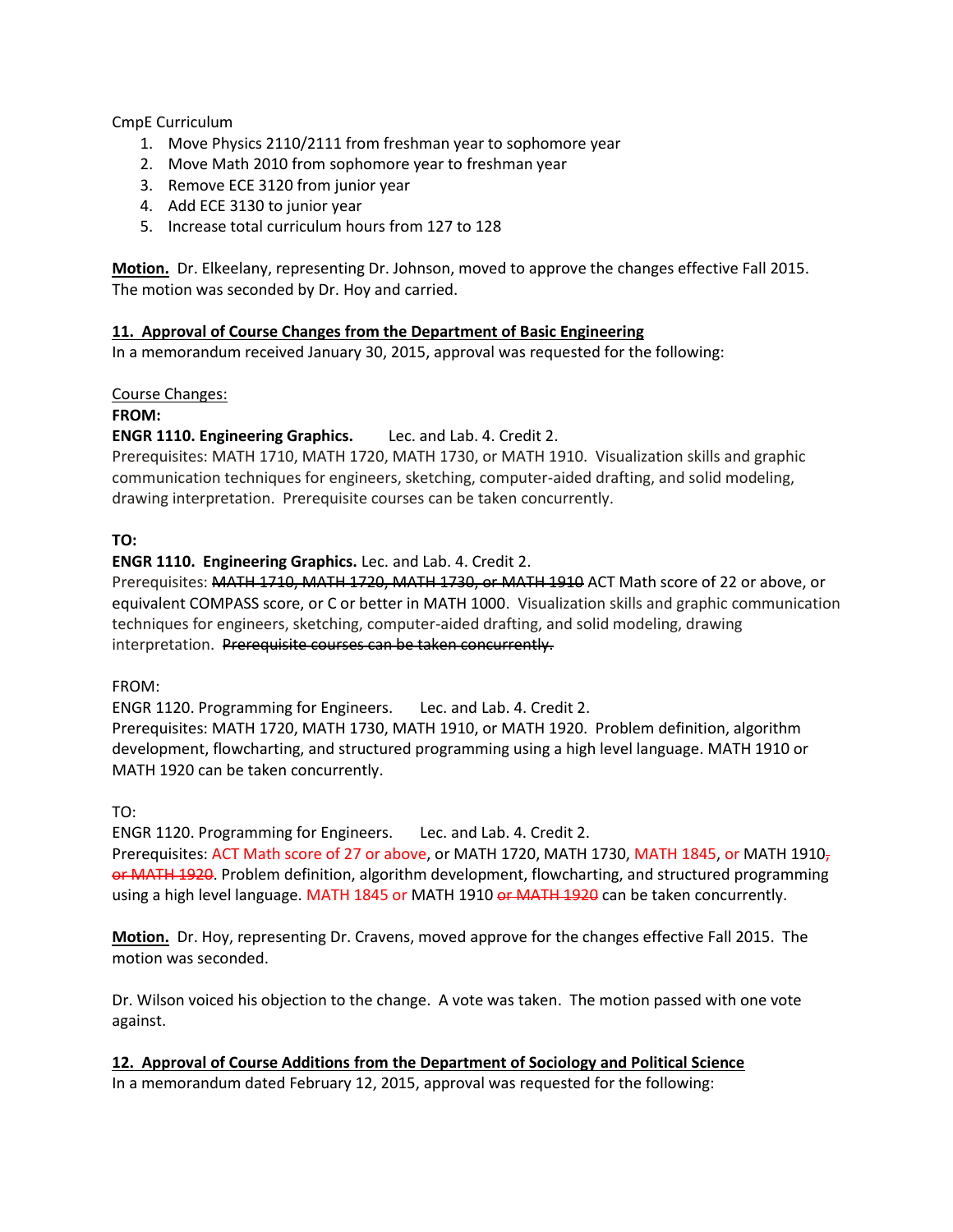CmpE Curriculum

1. Move Physics 2110/2111 from freshman year to sophomore year
2. Move Math 2010 from sophomore year to freshman year
3. Remove ECE 3120 from junior year
4. Add ECE 3130 to junior year
5. Increase total curriculum hours from 127 to 128

**Motion.** Dr. Elkeelany, representing Dr. Johnson, moved to approve the changes effective Fall 2015. The motion was seconded by Dr. Hoy and carried.

**11. Approval of Course Changes from the Department of Basic Engineering**

In a memorandum received January 30, 2015, approval was requested for the following:

Course Changes:

**FROM:**

**ENGR 1110. Engineering Graphics.** Lec. and Lab. 4. Credit 2.

Prerequisites: MATH 1710, MATH 1720, MATH 1730, or MATH 1910. Visualization skills and graphic communication techniques for engineers, sketching, computer-aided drafting, and solid modeling, drawing interpretation. Prerequisite courses can be taken concurrently.

**TO:**

**ENGR 1110. Engineering Graphics.** Lec. and Lab. 4. Credit 2.

Prerequisites: ~~MATH 1710, MATH 1720, MATH 1730, or MATH 1910~~ ACT Math score of 22 or above, or equivalent COMPASS score, or C or better in MATH 1000. Visualization skills and graphic communication techniques for engineers, sketching, computer-aided drafting, and solid modeling, drawing interpretation. ~~Prerequisite courses can be taken concurrently.~~

FROM:

ENGR 1120. Programming for Engineers. Lec. and Lab. 4. Credit 2.

Prerequisites: MATH 1720, MATH 1730, MATH 1910, or MATH 1920. Problem definition, algorithm development, flowcharting, and structured programming using a high level language. MATH 1910 or MATH 1920 can be taken concurrently.

TO:

ENGR 1120. Programming for Engineers. Lec. and Lab. 4. Credit 2.

Prerequisites: ACT Math score of 27 or above, or MATH 1720, MATH 1730, MATH 1845, or MATH 1910~~,~~ ~~or MATH 1920~~. Problem definition, algorithm development, flowcharting, and structured programming using a high level language. MATH 1845 or MATH 1910 ~~or MATH 1920~~ can be taken concurrently.

**Motion.** Dr. Hoy, representing Dr. Cravens, moved approve for the changes effective Fall 2015. The motion was seconded.

Dr. Wilson voiced his objection to the change. A vote was taken. The motion passed with one vote against.

**12. Approval of Course Additions from the Department of Sociology and Political Science**

In a memorandum dated February 12, 2015, approval was requested for the following: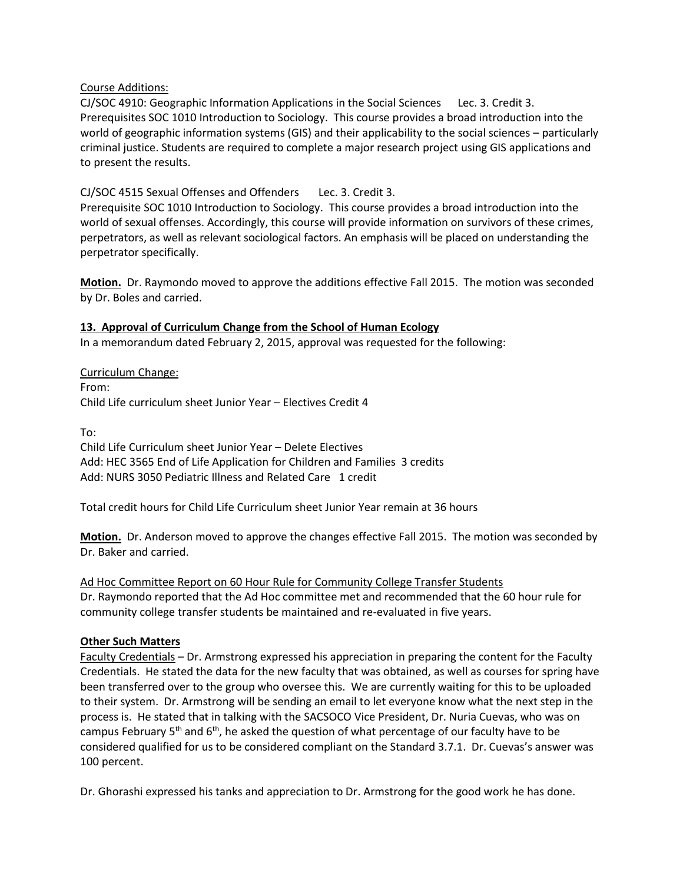Course Additions:

CJ/SOC 4910: Geographic Information Applications in the Social Sciences      Lec. 3. Credit 3.
Prerequisites SOC 1010 Introduction to Sociology. This course provides a broad introduction into the world of geographic information systems (GIS) and their applicability to the social sciences – particularly criminal justice. Students are required to complete a major research project using GIS applications and to present the results.

CJ/SOC 4515 Sexual Offenses and Offenders      Lec. 3. Credit 3.
Prerequisite SOC 1010 Introduction to Sociology. This course provides a broad introduction into the world of sexual offenses. Accordingly, this course will provide information on survivors of these crimes, perpetrators, as well as relevant sociological factors. An emphasis will be placed on understanding the perpetrator specifically.

**Motion.** Dr. Raymondo moved to approve the additions effective Fall 2015. The motion was seconded by Dr. Boles and carried.

**13. Approval of Curriculum Change from the School of Human Ecology**

In a memorandum dated February 2, 2015, approval was requested for the following:

Curriculum Change:
From:
Child Life curriculum sheet Junior Year – Electives Credit 4

To:
Child Life Curriculum sheet Junior Year – Delete Electives
Add: HEC 3565 End of Life Application for Children and Families 3 credits
Add: NURS 3050 Pediatric Illness and Related Care 1 credit

Total credit hours for Child Life Curriculum sheet Junior Year remain at 36 hours

**Motion.** Dr. Anderson moved to approve the changes effective Fall 2015. The motion was seconded by Dr. Baker and carried.

Ad Hoc Committee Report on 60 Hour Rule for Community College Transfer Students
Dr. Raymondo reported that the Ad Hoc committee met and recommended that the 60 hour rule for community college transfer students be maintained and re-evaluated in five years.

**Other Such Matters**

Faculty Credentials – Dr. Armstrong expressed his appreciation in preparing the content for the Faculty Credentials. He stated the data for the new faculty that was obtained, as well as courses for spring have been transferred over to the group who oversee this. We are currently waiting for this to be uploaded to their system. Dr. Armstrong will be sending an email to let everyone know what the next step in the process is. He stated that in talking with the SACSOCO Vice President, Dr. Nuria Cuevas, who was on campus February 5th and 6th, he asked the question of what percentage of our faculty have to be considered qualified for us to be considered compliant on the Standard 3.7.1. Dr. Cuevas's answer was 100 percent.

Dr. Ghorashi expressed his tanks and appreciation to Dr. Armstrong for the good work he has done.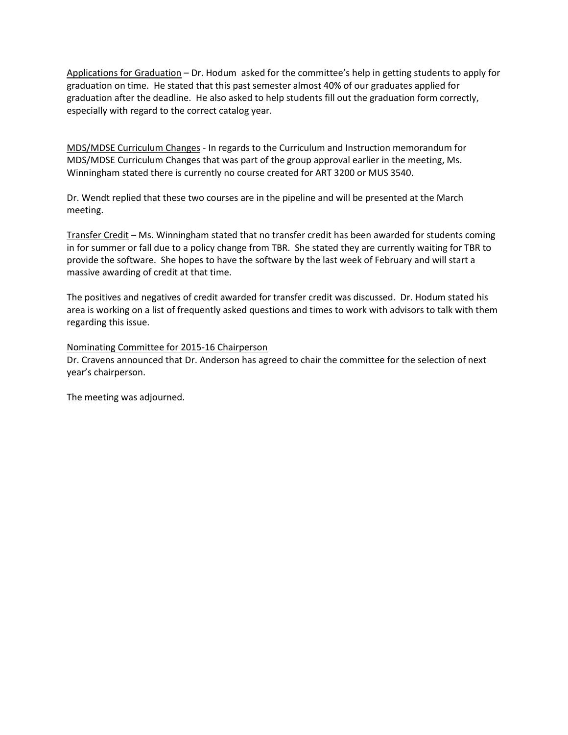<u>Applications for Graduation</u> – Dr. Hodum asked for the committee's help in getting students to apply for graduation on time. He stated that this past semester almost 40% of our graduates applied for graduation after the deadline. He also asked to help students fill out the graduation form correctly, especially with regard to the correct catalog year.

<u>MDS/MDSE Curriculum Changes</u> - In regards to the Curriculum and Instruction memorandum for MDS/MDSE Curriculum Changes that was part of the group approval earlier in the meeting, Ms. Winningham stated there is currently no course created for ART 3200 or MUS 3540.

Dr. Wendt replied that these two courses are in the pipeline and will be presented at the March meeting.

<u>Transfer Credit</u> – Ms. Winningham stated that no transfer credit has been awarded for students coming in for summer or fall due to a policy change from TBR. She stated they are currently waiting for TBR to provide the software. She hopes to have the software by the last week of February and will start a massive awarding of credit at that time.

The positives and negatives of credit awarded for transfer credit was discussed. Dr. Hodum stated his area is working on a list of frequently asked questions and times to work with advisors to talk with them regarding this issue.

<u>Nominating Committee for 2015-16 Chairperson</u>

Dr. Cravens announced that Dr. Anderson has agreed to chair the committee for the selection of next year's chairperson.

The meeting was adjourned.